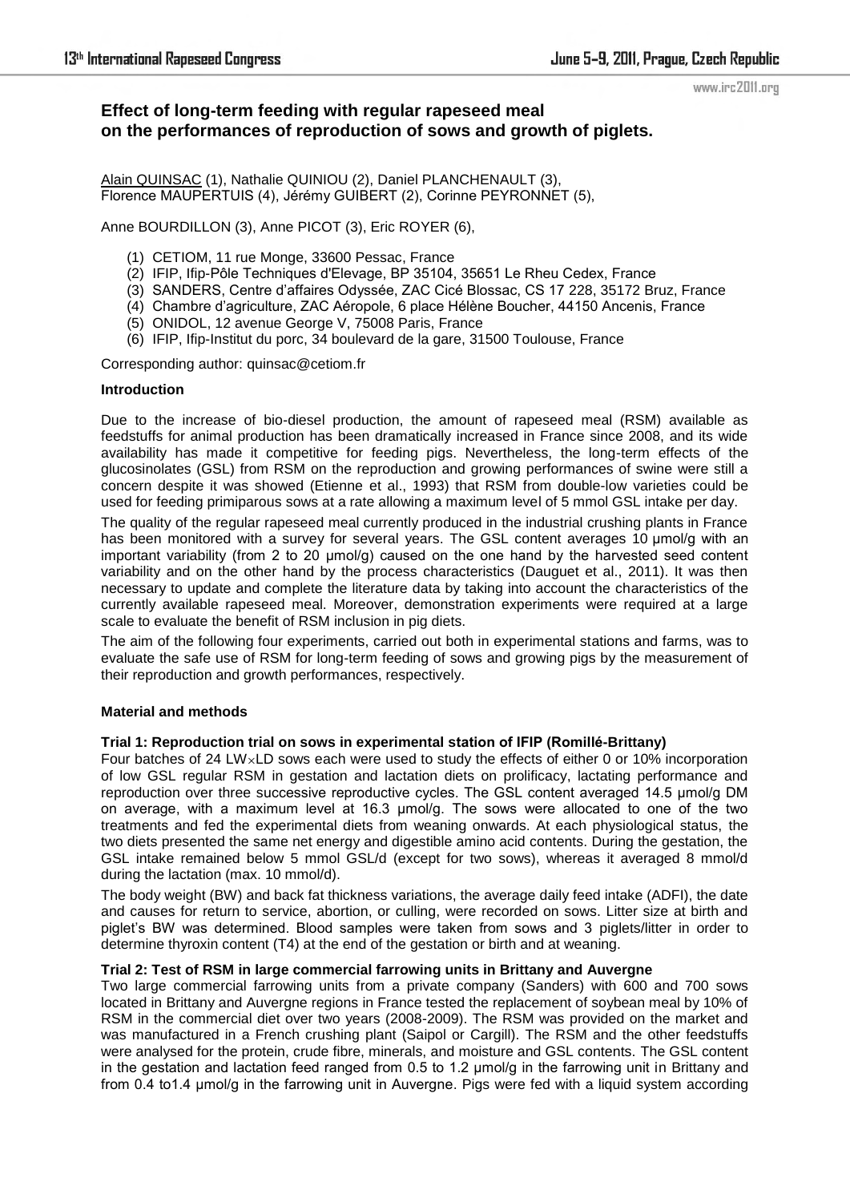# Effect of long-term feeding with regular rapeseed meal on the performances of reproduction of sows and growth of piglets.

Alain QUINSAC (1), Nathalie QUINIOU (2), Daniel PLANCHENAULT (3), Florence MAUPERTUIS (4), Jérémy GUIBERT (2), Corinne PEYRONNET (5),

Anne BOURDILLON (3), Anne PICOT (3), Eric ROYER (6),

(1) CETIOM, 11 rue Monge, 33600 Pessac, France
(2) IFIP, Ifip-Pôle Techniques d'Elevage, BP 35104, 35651 Le Rheu Cedex, France
(3) SANDERS, Centre d'affaires Odyssée, ZAC Cicé Blossac, CS 17 228, 35172 Bruz, France
(4) Chambre d'agriculture, ZAC Aéropole, 6 place Hélène Boucher, 44150 Ancenis, France
(5) ONIDOL, 12 avenue George V, 75008 Paris, France
(6) IFIP, Ifip-Institut du porc, 34 boulevard de la gare, 31500 Toulouse, France

Corresponding author: quinsac@cetiom.fr

### Introduction

Due to the increase of bio-diesel production, the amount of rapeseed meal (RSM) available as feedstuffs for animal production has been dramatically increased in France since 2008, and its wide availability has made it competitive for feeding pigs. Nevertheless, the long-term effects of the glucosinolates (GSL) from RSM on the reproduction and growing performances of swine were still a concern despite it was showed (Etienne et al., 1993) that RSM from double-low varieties could be used for feeding primiparous sows at a rate allowing a maximum level of 5 mmol GSL intake per day.

The quality of the regular rapeseed meal currently produced in the industrial crushing plants in France has been monitored with a survey for several years. The GSL content averages 10 µmol/g with an important variability (from 2 to 20 µmol/g) caused on the one hand by the harvested seed content variability and on the other hand by the process characteristics (Dauguet et al., 2011). It was then necessary to update and complete the literature data by taking into account the characteristics of the currently available rapeseed meal. Moreover, demonstration experiments were required at a large scale to evaluate the benefit of RSM inclusion in pig diets.

The aim of the following four experiments, carried out both in experimental stations and farms, was to evaluate the safe use of RSM for long-term feeding of sows and growing pigs by the measurement of their reproduction and growth performances, respectively.

### Material and methods

#### Trial 1: Reproduction trial on sows in experimental station of IFIP (Romillé-Brittany)

Four batches of 24 LW×LD sows each were used to study the effects of either 0 or 10% incorporation of low GSL regular RSM in gestation and lactation diets on prolificacy, lactating performance and reproduction over three successive reproductive cycles. The GSL content averaged 14.5 µmol/g DM on average, with a maximum level at 16.3 µmol/g. The sows were allocated to one of the two treatments and fed the experimental diets from weaning onwards. At each physiological status, the two diets presented the same net energy and digestible amino acid contents. During the gestation, the GSL intake remained below 5 mmol GSL/d (except for two sows), whereas it averaged 8 mmol/d during the lactation (max. 10 mmol/d).

The body weight (BW) and back fat thickness variations, the average daily feed intake (ADFI), the date and causes for return to service, abortion, or culling, were recorded on sows. Litter size at birth and piglet's BW was determined. Blood samples were taken from sows and 3 piglets/litter in order to determine thyroxin content (T4) at the end of the gestation or birth and at weaning.

#### Trial 2: Test of RSM in large commercial farrowing units in Brittany and Auvergne

Two large commercial farrowing units from a private company (Sanders) with 600 and 700 sows located in Brittany and Auvergne regions in France tested the replacement of soybean meal by 10% of RSM in the commercial diet over two years (2008-2009). The RSM was provided on the market and was manufactured in a French crushing plant (Saipol or Cargill). The RSM and the other feedstuffs were analysed for the protein, crude fibre, minerals, and moisture and GSL contents. The GSL content in the gestation and lactation feed ranged from 0.5 to 1.2 µmol/g in the farrowing unit in Brittany and from 0.4 to1.4 µmol/g in the farrowing unit in Auvergne. Pigs were fed with a liquid system according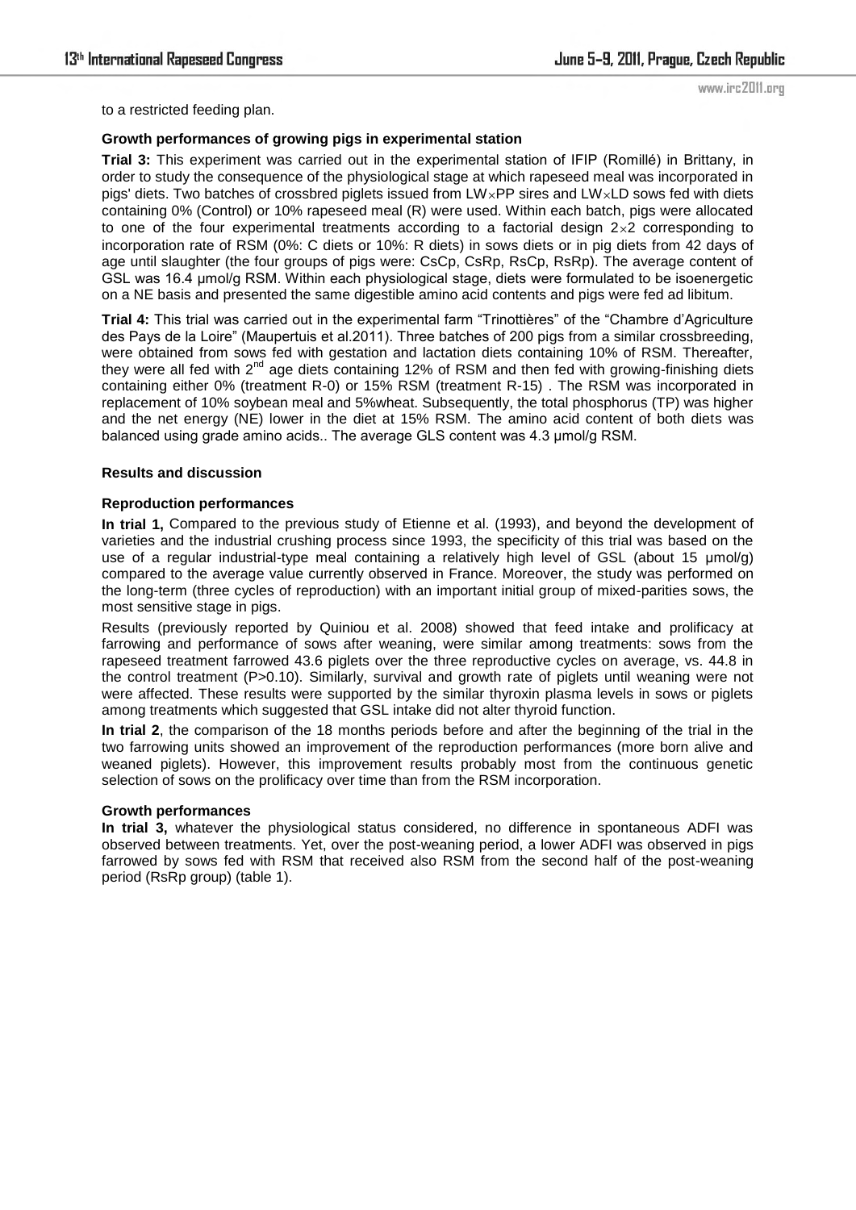to a restricted feeding plan.

**Growth performances of growing pigs in experimental station**

**Trial 3:** This experiment was carried out in the experimental station of IFIP (Romillé) in Brittany, in order to study the consequence of the physiological stage at which rapeseed meal was incorporated in pigs' diets. Two batches of crossbred piglets issued from LW×PP sires and LW×LD sows fed with diets containing 0% (Control) or 10% rapeseed meal (R) were used. Within each batch, pigs were allocated to one of the four experimental treatments according to a factorial design 2×2 corresponding to incorporation rate of RSM (0%: C diets or 10%: R diets) in sows diets or in pig diets from 42 days of age until slaughter (the four groups of pigs were: CsCp, CsRp, RsCp, RsRp). The average content of GSL was 16.4 µmol/g RSM. Within each physiological stage, diets were formulated to be isoenergetic on a NE basis and presented the same digestible amino acid contents and pigs were fed ad libitum.

**Trial 4:** This trial was carried out in the experimental farm "Trinottières" of the "Chambre d'Agriculture des Pays de la Loire" (Maupertuis et al.2011). Three batches of 200 pigs from a similar crossbreeding, were obtained from sows fed with gestation and lactation diets containing 10% of RSM. Thereafter, they were all fed with 2nd age diets containing 12% of RSM and then fed with growing-finishing diets containing either 0% (treatment R-0) or 15% RSM (treatment R-15) . The RSM was incorporated in replacement of 10% soybean meal and 5%wheat. Subsequently, the total phosphorus (TP) was higher and the net energy (NE) lower in the diet at 15% RSM. The amino acid content of both diets was balanced using grade amino acids.. The average GLS content was 4.3 µmol/g RSM.

**Results and discussion**

**Reproduction performances**

**In trial 1,** Compared to the previous study of Etienne et al. (1993), and beyond the development of varieties and the industrial crushing process since 1993, the specificity of this trial was based on the use of a regular industrial-type meal containing a relatively high level of GSL (about 15 µmol/g) compared to the average value currently observed in France. Moreover, the study was performed on the long-term (three cycles of reproduction) with an important initial group of mixed-parities sows, the most sensitive stage in pigs.

Results (previously reported by Quiniou et al. 2008) showed that feed intake and prolificacy at farrowing and performance of sows after weaning, were similar among treatments: sows from the rapeseed treatment farrowed 43.6 piglets over the three reproductive cycles on average, vs. 44.8 in the control treatment (P>0.10). Similarly, survival and growth rate of piglets until weaning were not were affected. These results were supported by the similar thyroxin plasma levels in sows or piglets among treatments which suggested that GSL intake did not alter thyroid function.

**In trial 2**, the comparison of the 18 months periods before and after the beginning of the trial in the two farrowing units showed an improvement of the reproduction performances (more born alive and weaned piglets). However, this improvement results probably most from the continuous genetic selection of sows on the prolificacy over time than from the RSM incorporation.

**Growth performances**

**In trial 3,** whatever the physiological status considered, no difference in spontaneous ADFI was observed between treatments. Yet, over the post-weaning period, a lower ADFI was observed in pigs farrowed by sows fed with RSM that received also RSM from the second half of the post-weaning period (RsRp group) (table 1).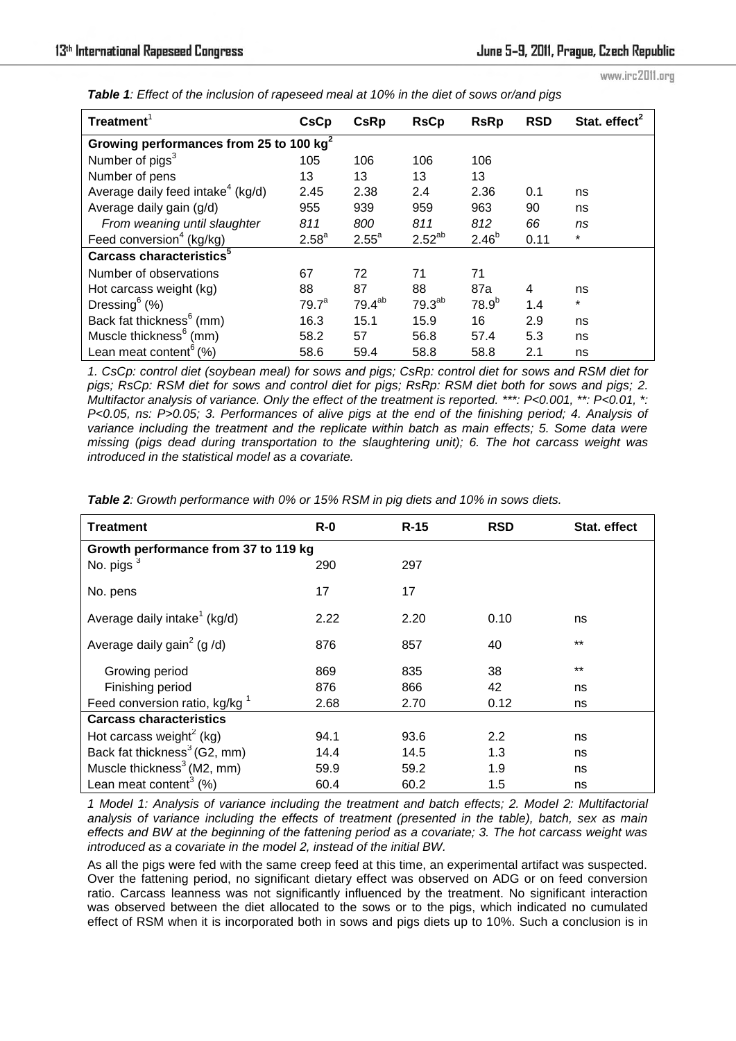***Table 1**: Effect of the inclusion of rapeseed meal at 10% in the diet of sows or/and pigs*

| Treatment[1] | CsCp | CsRp | RsCp | RsRp | RSD | Stat. effect[2] |
|---|---|---|---|---|---|---|
| **Growing performances from 25 to 100 kg[2]** | | | | | | |
| Number of pigs[3] | 105 | 106 | 106 | 106 | | |
| Number of pens | 13 | 13 | 13 | 13 | | |
| Average daily feed intake[4] (kg/d) | 2.45 | 2.38 | 2.4 | 2.36 | 0.1 | ns |
| Average daily gain (g/d) | 955 | 939 | 959 | 963 | 90 | ns |
| *From weaning until slaughter* | *811* | *800* | *811* | *812* | *66* | *ns* |
| Feed conversion[4] (kg/kg) | $2.58^{a}$ | $2.55^{a}$ | $2.52^{ab}$ | $2.46^{b}$ | 0.11 | * |
| **Carcass characteristics[5]** | | | | | | |
| Number of observations | 67 | 72 | 71 | 71 | | |
| Hot carcass weight (kg) | 88 | 87 | 88 | 87a | 4 | ns |
| Dressing[6] (%) | $79.7^{a}$ | $79.4^{ab}$ | $79.3^{ab}$ | $78.9^{b}$ | 1.4 | * |
| Back fat thickness[6] (mm) | 16.3 | 15.1 | 15.9 | 16 | 2.9 | ns |
| Muscle thickness[6] (mm) | 58.2 | 57 | 56.8 | 57.4 | 5.3 | ns |
| Lean meat content[6] (%) | 58.6 | 59.4 | 58.8 | 58.8 | 2.1 | ns |

*1. CsCp: control diet (soybean meal) for sows and pigs; CsRp: control diet for sows and RSM diet for pigs; RsCp: RSM diet for sows and control diet for pigs; RsRp: RSM diet both for sows and pigs; 2. Multifactor analysis of variance. Only the effect of the treatment is reported. \*\*\*: P<0.001, \*\*: P<0.01, \*: P<0.05, ns: P>0.05; 3. Performances of alive pigs at the end of the finishing period; 4. Analysis of variance including the treatment and the replicate within batch as main effects; 5. Some data were missing (pigs dead during transportation to the slaughtering unit); 6. The hot carcass weight was introduced in the statistical model as a covariate.*

***Table 2**: Growth performance with 0% or 15% RSM in pig diets and 10% in sows diets.*

| Treatment | R-0 | R-15 | RSD | Stat. effect |
|---|---|---|---|---|
| **Growth performance from 37 to 119 kg** | | | | |
| No. pigs [3] | 290 | 297 | | |
| No. pens | 17 | 17 | | |
| Average daily intake[1] (kg/d) | 2.22 | 2.20 | 0.10 | ns |
| Average daily gain[2] (g /d) | 876 | 857 | 40 | ** |
| Growing period | 869 | 835 | 38 | ** |
| Finishing period | 876 | 866 | 42 | ns |
| Feed conversion ratio, kg/kg [1] | 2.68 | 2.70 | 0.12 | ns |
| **Carcass characteristics** | | | | |
| Hot carcass weight[2] (kg) | 94.1 | 93.6 | 2.2 | ns |
| Back fat thickness[3] (G2, mm) | 14.4 | 14.5 | 1.3 | ns |
| Muscle thickness[3] (M2, mm) | 59.9 | 59.2 | 1.9 | ns |
| Lean meat content[3] (%) | 60.4 | 60.2 | 1.5 | ns |

*1 Model 1: Analysis of variance including the treatment and batch effects; 2. Model 2: Multifactorial analysis of variance including the effects of treatment (presented in the table), batch, sex as main effects and BW at the beginning of the fattening period as a covariate; 3. The hot carcass weight was introduced as a covariate in the model 2, instead of the initial BW.*

As all the pigs were fed with the same creep feed at this time, an experimental artifact was suspected. Over the fattening period, no significant dietary effect was observed on ADG or on feed conversion ratio. Carcass leanness was not significantly influenced by the treatment. No significant interaction was observed between the diet allocated to the sows or to the pigs, which indicated no cumulated effect of RSM when it is incorporated both in sows and pigs diets up to 10%. Such a conclusion is in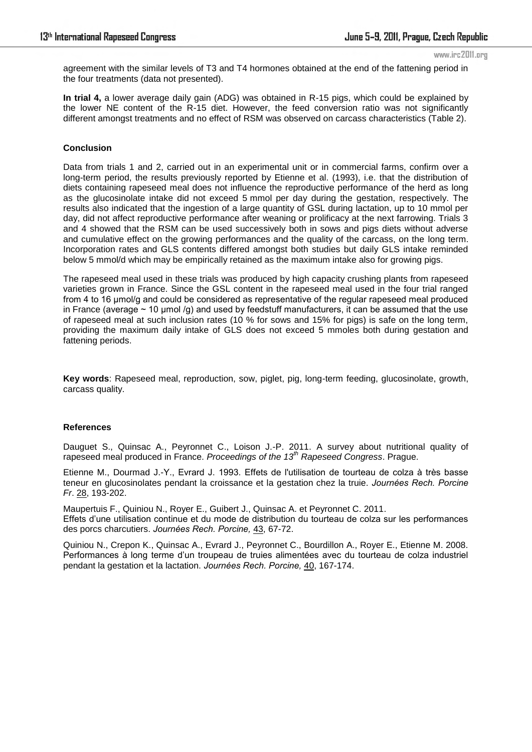agreement with the similar levels of T3 and T4 hormones obtained at the end of the fattening period in the four treatments (data not presented).

**In trial 4,** a lower average daily gain (ADG) was obtained in R-15 pigs, which could be explained by the lower NE content of the R-15 diet. However, the feed conversion ratio was not significantly different amongst treatments and no effect of RSM was observed on carcass characteristics (Table 2).

### Conclusion

Data from trials 1 and 2, carried out in an experimental unit or in commercial farms, confirm over a long-term period, the results previously reported by Etienne et al. (1993), i.e. that the distribution of diets containing rapeseed meal does not influence the reproductive performance of the herd as long as the glucosinolate intake did not exceed 5 mmol per day during the gestation, respectively. The results also indicated that the ingestion of a large quantity of GSL during lactation, up to 10 mmol per day, did not affect reproductive performance after weaning or prolificacy at the next farrowing. Trials 3 and 4 showed that the RSM can be used successively both in sows and pigs diets without adverse and cumulative effect on the growing performances and the quality of the carcass, on the long term. Incorporation rates and GLS contents differed amongst both studies but daily GLS intake reminded below 5 mmol/d which may be empirically retained as the maximum intake also for growing pigs.

The rapeseed meal used in these trials was produced by high capacity crushing plants from rapeseed varieties grown in France. Since the GSL content in the rapeseed meal used in the four trial ranged from 4 to 16 µmol/g and could be considered as representative of the regular rapeseed meal produced in France (average ~ 10 µmol /g) and used by feedstuff manufacturers, it can be assumed that the use of rapeseed meal at such inclusion rates (10 % for sows and 15% for pigs) is safe on the long term, providing the maximum daily intake of GLS does not exceed 5 mmoles both during gestation and fattening periods.

**Key words**: Rapeseed meal, reproduction, sow, piglet, pig, long-term feeding, glucosinolate, growth, carcass quality.

### References

Dauguet S., Quinsac A., Peyronnet C., Loison J.-P. 2011. A survey about nutritional quality of rapeseed meal produced in France. *Proceedings of the 13th Rapeseed Congress*. Prague.

Etienne M., Dourmad J.-Y., Evrard J. 1993. Effets de l'utilisation de tourteau de colza à très basse teneur en glucosinolates pendant la croissance et la gestation chez la truie. *Journées Rech. Porcine Fr*. 28, 193-202.

Maupertuis F., Quiniou N., Royer E., Guibert J., Quinsac A. et Peyronnet C. 2011. Effets d'une utilisation continue et du mode de distribution du tourteau de colza sur les performances des porcs charcutiers. *Journées Rech. Porcine,* 43, 67-72.

Quiniou N., Crepon K., Quinsac A., Evrard J., Peyronnet C., Bourdillon A., Royer E., Etienne M. 2008. Performances à long terme d'un troupeau de truies alimentées avec du tourteau de colza industriel pendant la gestation et la lactation. *Journées Rech. Porcine,* 40, 167-174.